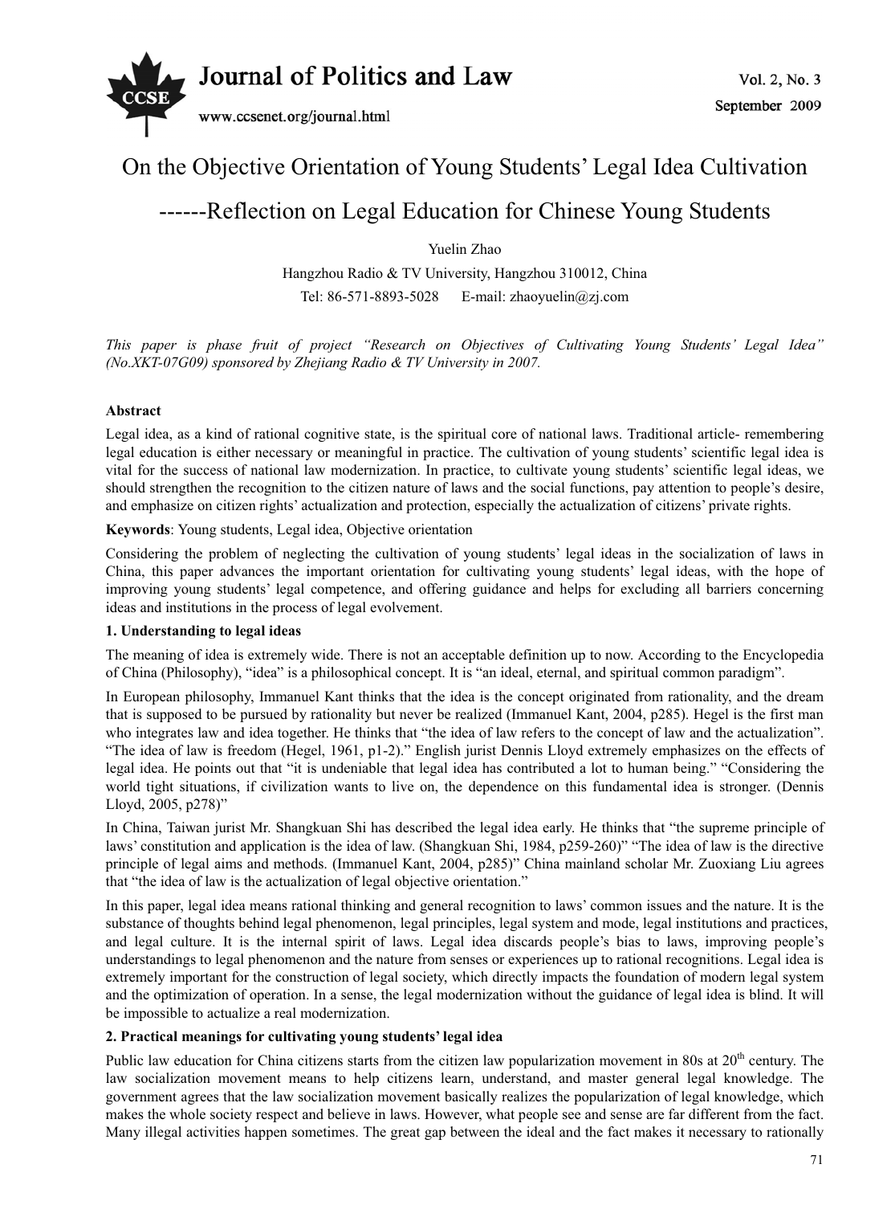# On the Objective Orientation of Young Students' Legal Idea Cultivation

## ------Reflection on Legal Education for Chinese Young Students

Yuelin Zhao

Hangzhou Radio & TV University, Hangzhou 310012, China

Tel: 86-571-8893-5028 E-mail: zhaoyuelin@zj.com

*This paper is phase fruit of project "Research on Objectives of Cultivating Young Students' Legal Idea" (No.XKT-07G09) sponsored by Zhejiang Radio & TV University in 2007.*

**Abstract**

Legal idea, as a kind of rational cognitive state, is the spiritual core of national laws. Traditional article- remembering legal education is either necessary or meaningful in practice. The cultivation of young students' scientific legal idea is vital for the success of national law modernization. In practice, to cultivate young students' scientific legal ideas, we should strengthen the recognition to the citizen nature of laws and the social functions, pay attention to people's desire, and emphasize on citizen rights' actualization and protection, especially the actualization of citizens' private rights.

**Keywords**: Young students, Legal idea, Objective orientation

Considering the problem of neglecting the cultivation of young students' legal ideas in the socialization of laws in China, this paper advances the important orientation for cultivating young students' legal ideas, with the hope of improving young students' legal competence, and offering guidance and helps for excluding all barriers concerning ideas and institutions in the process of legal evolvement.

### 1. Understanding to legal ideas

The meaning of idea is extremely wide. There is not an acceptable definition up to now. According to the Encyclopedia of China (Philosophy), "idea" is a philosophical concept. It is "an ideal, eternal, and spiritual common paradigm".

In European philosophy, Immanuel Kant thinks that the idea is the concept originated from rationality, and the dream that is supposed to be pursued by rationality but never be realized (Immanuel Kant, 2004, p285). Hegel is the first man who integrates law and idea together. He thinks that "the idea of law refers to the concept of law and the actualization". "The idea of law is freedom (Hegel, 1961, p1-2)." English jurist Dennis Lloyd extremely emphasizes on the effects of legal idea. He points out that "it is undeniable that legal idea has contributed a lot to human being." "Considering the world tight situations, if civilization wants to live on, the dependence on this fundamental idea is stronger. (Dennis Lloyd, 2005, p278)"

In China, Taiwan jurist Mr. Shangkuan Shi has described the legal idea early. He thinks that "the supreme principle of laws' constitution and application is the idea of law. (Shangkuan Shi, 1984, p259-260)" "The idea of law is the directive principle of legal aims and methods. (Immanuel Kant, 2004, p285)" China mainland scholar Mr. Zuoxiang Liu agrees that "the idea of law is the actualization of legal objective orientation."

In this paper, legal idea means rational thinking and general recognition to laws' common issues and the nature. It is the substance of thoughts behind legal phenomenon, legal principles, legal system and mode, legal institutions and practices, and legal culture. It is the internal spirit of laws. Legal idea discards people's bias to laws, improving people's understandings to legal phenomenon and the nature from senses or experiences up to rational recognitions. Legal idea is extremely important for the construction of legal society, which directly impacts the foundation of modern legal system and the optimization of operation. In a sense, the legal modernization without the guidance of legal idea is blind. It will be impossible to actualize a real modernization.

### 2. Practical meanings for cultivating young students' legal idea

Public law education for China citizens starts from the citizen law popularization movement in 80s at 20th century. The law socialization movement means to help citizens learn, understand, and master general legal knowledge. The government agrees that the law socialization movement basically realizes the popularization of legal knowledge, which makes the whole society respect and believe in laws. However, what people see and sense are far different from the fact. Many illegal activities happen sometimes. The great gap between the ideal and the fact makes it necessary to rationally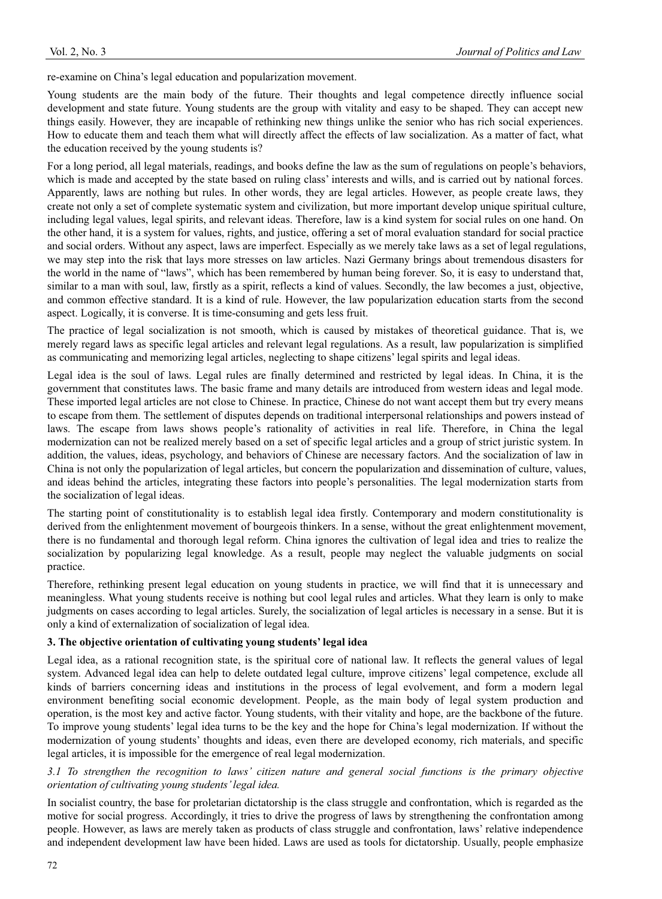re-examine on China's legal education and popularization movement.

Young students are the main body of the future. Their thoughts and legal competence directly influence social development and state future. Young students are the group with vitality and easy to be shaped. They can accept new things easily. However, they are incapable of rethinking new things unlike the senior who has rich social experiences. How to educate them and teach them what will directly affect the effects of law socialization. As a matter of fact, what the education received by the young students is?

For a long period, all legal materials, readings, and books define the law as the sum of regulations on people's behaviors, which is made and accepted by the state based on ruling class' interests and wills, and is carried out by national forces. Apparently, laws are nothing but rules. In other words, they are legal articles. However, as people create laws, they create not only a set of complete systematic system and civilization, but more important develop unique spiritual culture, including legal values, legal spirits, and relevant ideas. Therefore, law is a kind system for social rules on one hand. On the other hand, it is a system for values, rights, and justice, offering a set of moral evaluation standard for social practice and social orders. Without any aspect, laws are imperfect. Especially as we merely take laws as a set of legal regulations, we may step into the risk that lays more stresses on law articles. Nazi Germany brings about tremendous disasters for the world in the name of "laws", which has been remembered by human being forever. So, it is easy to understand that, similar to a man with soul, law, firstly as a spirit, reflects a kind of values. Secondly, the law becomes a just, objective, and common effective standard. It is a kind of rule. However, the law popularization education starts from the second aspect. Logically, it is converse. It is time-consuming and gets less fruit.

The practice of legal socialization is not smooth, which is caused by mistakes of theoretical guidance. That is, we merely regard laws as specific legal articles and relevant legal regulations. As a result, law popularization is simplified as communicating and memorizing legal articles, neglecting to shape citizens' legal spirits and legal ideas.

Legal idea is the soul of laws. Legal rules are finally determined and restricted by legal ideas. In China, it is the government that constitutes laws. The basic frame and many details are introduced from western ideas and legal mode. These imported legal articles are not close to Chinese. In practice, Chinese do not want accept them but try every means to escape from them. The settlement of disputes depends on traditional interpersonal relationships and powers instead of laws. The escape from laws shows people's rationality of activities in real life. Therefore, in China the legal modernization can not be realized merely based on a set of specific legal articles and a group of strict juristic system. In addition, the values, ideas, psychology, and behaviors of Chinese are necessary factors. And the socialization of law in China is not only the popularization of legal articles, but concern the popularization and dissemination of culture, values, and ideas behind the articles, integrating these factors into people's personalities. The legal modernization starts from the socialization of legal ideas.

The starting point of constitutionality is to establish legal idea firstly. Contemporary and modern constitutionality is derived from the enlightenment movement of bourgeois thinkers. In a sense, without the great enlightenment movement, there is no fundamental and thorough legal reform. China ignores the cultivation of legal idea and tries to realize the socialization by popularizing legal knowledge. As a result, people may neglect the valuable judgments on social practice.

Therefore, rethinking present legal education on young students in practice, we will find that it is unnecessary and meaningless. What young students receive is nothing but cool legal rules and articles. What they learn is only to make judgments on cases according to legal articles. Surely, the socialization of legal articles is necessary in a sense. But it is only a kind of externalization of socialization of legal idea.

### 3. The objective orientation of cultivating young students' legal idea

Legal idea, as a rational recognition state, is the spiritual core of national law. It reflects the general values of legal system. Advanced legal idea can help to delete outdated legal culture, improve citizens' legal competence, exclude all kinds of barriers concerning ideas and institutions in the process of legal evolvement, and form a modern legal environment benefiting social economic development. People, as the main body of legal system production and operation, is the most key and active factor. Young students, with their vitality and hope, are the backbone of the future. To improve young students' legal idea turns to be the key and the hope for China's legal modernization. If without the modernization of young students' thoughts and ideas, even there are developed economy, rich materials, and specific legal articles, it is impossible for the emergence of real legal modernization.

#### *3.1 To strengthen the recognition to laws' citizen nature and general social functions is the primary objective orientation of cultivating young students' legal idea.*

In socialist country, the base for proletarian dictatorship is the class struggle and confrontation, which is regarded as the motive for social progress. Accordingly, it tries to drive the progress of laws by strengthening the confrontation among people. However, as laws are merely taken as products of class struggle and confrontation, laws' relative independence and independent development law have been hided. Laws are used as tools for dictatorship. Usually, people emphasize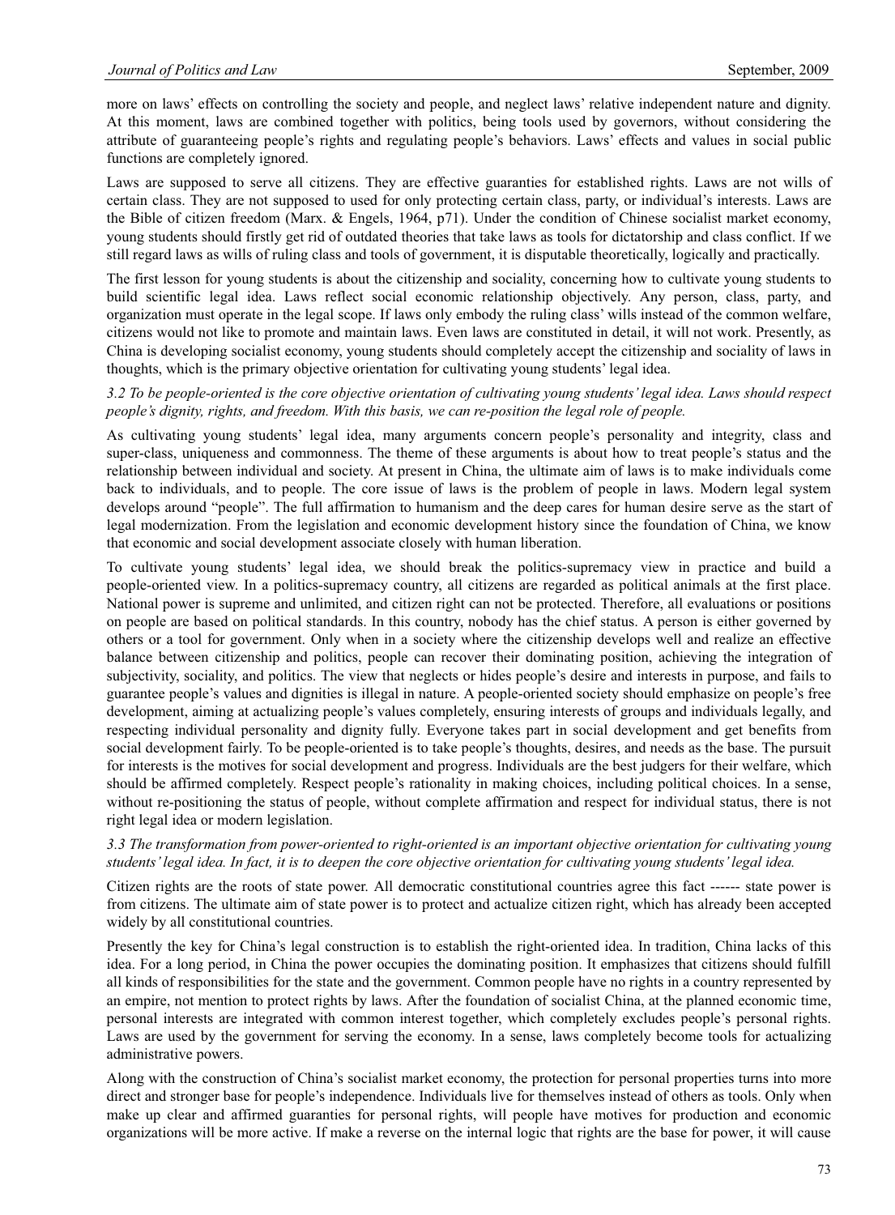more on laws' effects on controlling the society and people, and neglect laws' relative independent nature and dignity. At this moment, laws are combined together with politics, being tools used by governors, without considering the attribute of guaranteeing people's rights and regulating people's behaviors. Laws' effects and values in social public functions are completely ignored.

Laws are supposed to serve all citizens. They are effective guaranties for established rights. Laws are not wills of certain class. They are not supposed to used for only protecting certain class, party, or individual's interests. Laws are the Bible of citizen freedom (Marx. & Engels, 1964, p71). Under the condition of Chinese socialist market economy, young students should firstly get rid of outdated theories that take laws as tools for dictatorship and class conflict. If we still regard laws as wills of ruling class and tools of government, it is disputable theoretically, logically and practically.

The first lesson for young students is about the citizenship and sociality, concerning how to cultivate young students to build scientific legal idea. Laws reflect social economic relationship objectively. Any person, class, party, and organization must operate in the legal scope. If laws only embody the ruling class' wills instead of the common welfare, citizens would not like to promote and maintain laws. Even laws are constituted in detail, it will not work. Presently, as China is developing socialist economy, young students should completely accept the citizenship and sociality of laws in thoughts, which is the primary objective orientation for cultivating young students' legal idea.

*3.2 To be people-oriented is the core objective orientation of cultivating young students' legal idea. Laws should respect people's dignity, rights, and freedom. With this basis, we can re-position the legal role of people.*

As cultivating young students' legal idea, many arguments concern people's personality and integrity, class and super-class, uniqueness and commonness. The theme of these arguments is about how to treat people's status and the relationship between individual and society. At present in China, the ultimate aim of laws is to make individuals come back to individuals, and to people. The core issue of laws is the problem of people in laws. Modern legal system develops around "people". The full affirmation to humanism and the deep cares for human desire serve as the start of legal modernization. From the legislation and economic development history since the foundation of China, we know that economic and social development associate closely with human liberation.

To cultivate young students' legal idea, we should break the politics-supremacy view in practice and build a people-oriented view. In a politics-supremacy country, all citizens are regarded as political animals at the first place. National power is supreme and unlimited, and citizen right can not be protected. Therefore, all evaluations or positions on people are based on political standards. In this country, nobody has the chief status. A person is either governed by others or a tool for government. Only when in a society where the citizenship develops well and realize an effective balance between citizenship and politics, people can recover their dominating position, achieving the integration of subjectivity, sociality, and politics. The view that neglects or hides people's desire and interests in purpose, and fails to guarantee people's values and dignities is illegal in nature. A people-oriented society should emphasize on people's free development, aiming at actualizing people's values completely, ensuring interests of groups and individuals legally, and respecting individual personality and dignity fully. Everyone takes part in social development and get benefits from social development fairly. To be people-oriented is to take people's thoughts, desires, and needs as the base. The pursuit for interests is the motives for social development and progress. Individuals are the best judgers for their welfare, which should be affirmed completely. Respect people's rationality in making choices, including political choices. In a sense, without re-positioning the status of people, without complete affirmation and respect for individual status, there is not right legal idea or modern legislation.

*3.3 The transformation from power-oriented to right-oriented is an important objective orientation for cultivating young students' legal idea. In fact, it is to deepen the core objective orientation for cultivating young students' legal idea.*

Citizen rights are the roots of state power. All democratic constitutional countries agree this fact ------ state power is from citizens. The ultimate aim of state power is to protect and actualize citizen right, which has already been accepted widely by all constitutional countries.

Presently the key for China's legal construction is to establish the right-oriented idea. In tradition, China lacks of this idea. For a long period, in China the power occupies the dominating position. It emphasizes that citizens should fulfill all kinds of responsibilities for the state and the government. Common people have no rights in a country represented by an empire, not mention to protect rights by laws. After the foundation of socialist China, at the planned economic time, personal interests are integrated with common interest together, which completely excludes people's personal rights. Laws are used by the government for serving the economy. In a sense, laws completely become tools for actualizing administrative powers.

Along with the construction of China's socialist market economy, the protection for personal properties turns into more direct and stronger base for people's independence. Individuals live for themselves instead of others as tools. Only when make up clear and affirmed guaranties for personal rights, will people have motives for production and economic organizations will be more active. If make a reverse on the internal logic that rights are the base for power, it will cause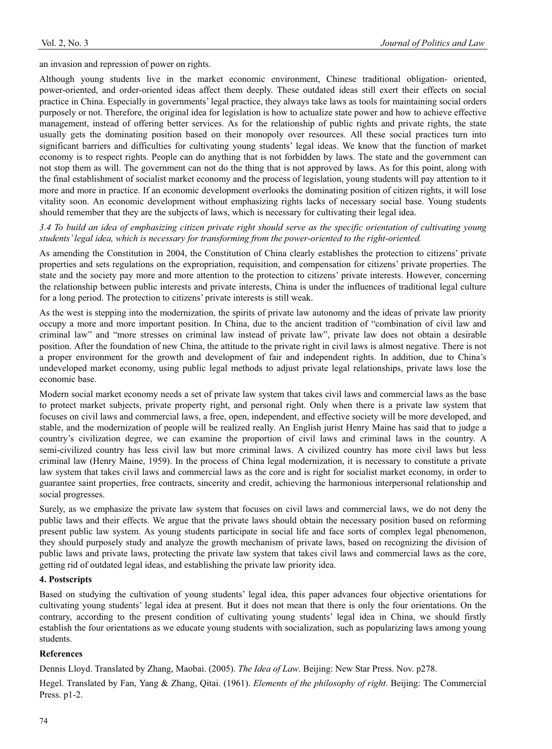an invasion and repression of power on rights.

Although young students live in the market economic environment, Chinese traditional obligation- oriented, power-oriented, and order-oriented ideas affect them deeply. These outdated ideas still exert their effects on social practice in China. Especially in governments' legal practice, they always take laws as tools for maintaining social orders purposely or not. Therefore, the original idea for legislation is how to actualize state power and how to achieve effective management, instead of offering better services. As for the relationship of public rights and private rights, the state usually gets the dominating position based on their monopoly over resources. All these social practices turn into significant barriers and difficulties for cultivating young students' legal ideas. We know that the function of market economy is to respect rights. People can do anything that is not forbidden by laws. The state and the government can not stop them as will. The government can not do the thing that is not approved by laws. As for this point, along with the final establishment of socialist market economy and the process of legislation, young students will pay attention to it more and more in practice. If an economic development overlooks the dominating position of citizen rights, it will lose vitality soon. An economic development without emphasizing rights lacks of necessary social base. Young students should remember that they are the subjects of laws, which is necessary for cultivating their legal idea.

*3.4 To build an idea of emphasizing citizen private right should serve as the specific orientation of cultivating young students' legal idea, which is necessary for transforming from the power-oriented to the right-oriented.*

As amending the Constitution in 2004, the Constitution of China clearly establishes the protection to citizens' private properties and sets regulations on the expropriation, requisition, and compensation for citizens' private properties. The state and the society pay more and more attention to the protection to citizens' private interests. However, concerning the relationship between public interests and private interests, China is under the influences of traditional legal culture for a long period. The protection to citizens' private interests is still weak.

As the west is stepping into the modernization, the spirits of private law autonomy and the ideas of private law priority occupy a more and more important position. In China, due to the ancient tradition of "combination of civil law and criminal law" and "more stresses on criminal law instead of private law", private law does not obtain a desirable position. After the foundation of new China, the attitude to the private right in civil laws is almost negative. There is not a proper environment for the growth and development of fair and independent rights. In addition, due to China's undeveloped market economy, using public legal methods to adjust private legal relationships, private laws lose the economic base.

Modern social market economy needs a set of private law system that takes civil laws and commercial laws as the base to protect market subjects, private property right, and personal right. Only when there is a private law system that focuses on civil laws and commercial laws, a free, open, independent, and effective society will be more developed, and stable, and the modernization of people will be realized really. An English jurist Henry Maine has said that to judge a country's civilization degree, we can examine the proportion of civil laws and criminal laws in the country. A semi-civilized country has less civil law but more criminal laws. A civilized country has more civil laws but less criminal law (Henry Maine, 1959). In the process of China legal modernization, it is necessary to constitute a private law system that takes civil laws and commercial laws as the core and is right for socialist market economy, in order to guarantee saint properties, free contracts, sincerity and credit, achieving the harmonious interpersonal relationship and social progresses.

Surely, as we emphasize the private law system that focuses on civil laws and commercial laws, we do not deny the public laws and their effects. We argue that the private laws should obtain the necessary position based on reforming present public law system. As young students participate in social life and face sorts of complex legal phenomenon, they should purposely study and analyze the growth mechanism of private laws, based on recognizing the division of public laws and private laws, protecting the private law system that takes civil laws and commercial laws as the core, getting rid of outdated legal ideas, and establishing the private law priority idea.

## 4. Postscripts

Based on studying the cultivation of young students' legal idea, this paper advances four objective orientations for cultivating young students' legal idea at present. But it does not mean that there is only the four orientations. On the contrary, according to the present condition of cultivating young students' legal idea in China, we should firstly establish the four orientations as we educate young students with socialization, such as popularizing laws among young students.

## References

Dennis Lloyd. Translated by Zhang, Maobai. (2005). *The Idea of Law*. Beijing: New Star Press. Nov. p278.

Hegel. Translated by Fan, Yang & Zhang, Qitai. (1961). *Elements of the philosophy of right*. Beijing: The Commercial Press. p1-2.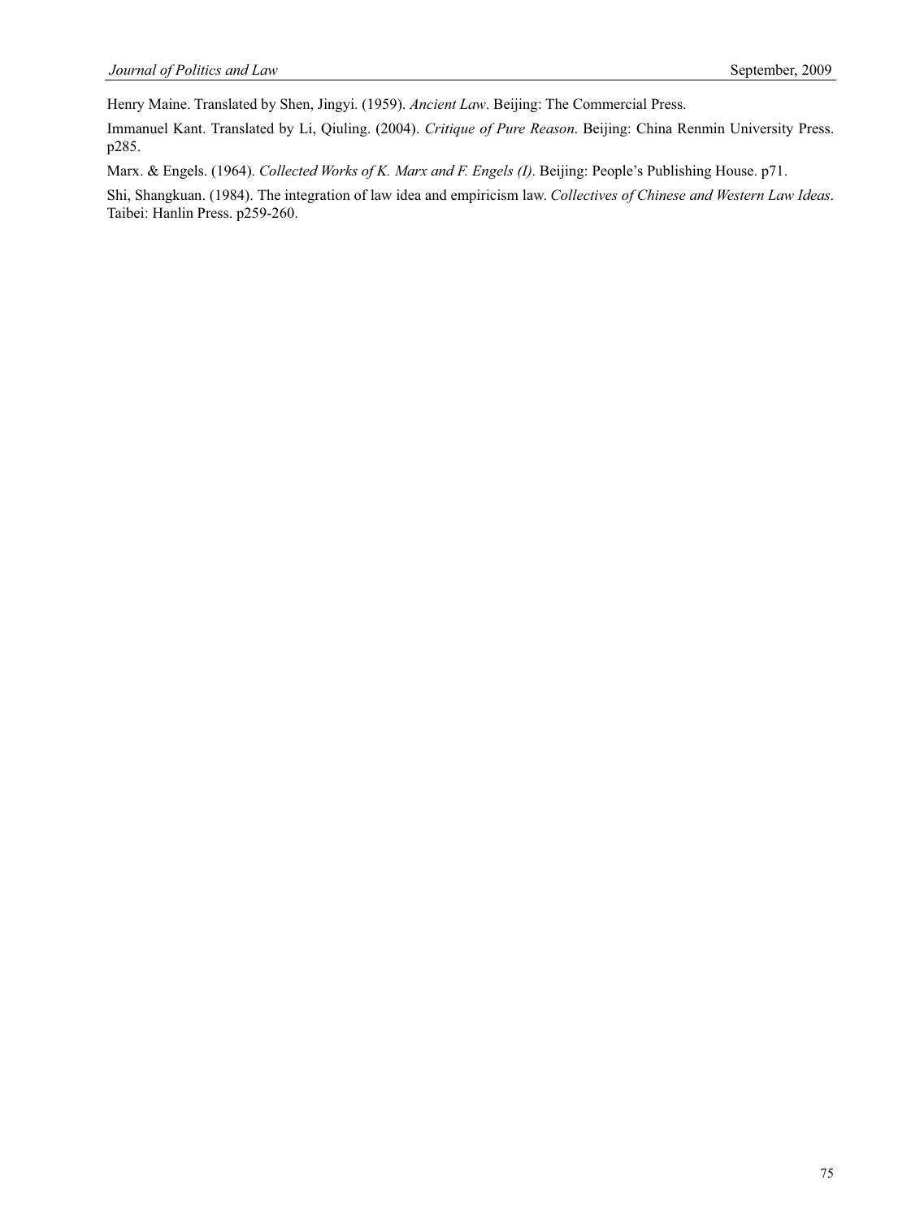Henry Maine. Translated by Shen, Jingyi. (1959). *Ancient Law*. Beijing: The Commercial Press.

Immanuel Kant. Translated by Li, Qiuling. (2004). *Critique of Pure Reason*. Beijing: China Renmin University Press. p285.

Marx. & Engels. (1964). *Collected Works of K. Marx and F. Engels (I)*. Beijing: People's Publishing House. p71.

Shi, Shangkuan. (1984). The integration of law idea and empiricism law. *Collectives of Chinese and Western Law Ideas*. Taibei: Hanlin Press. p259-260.